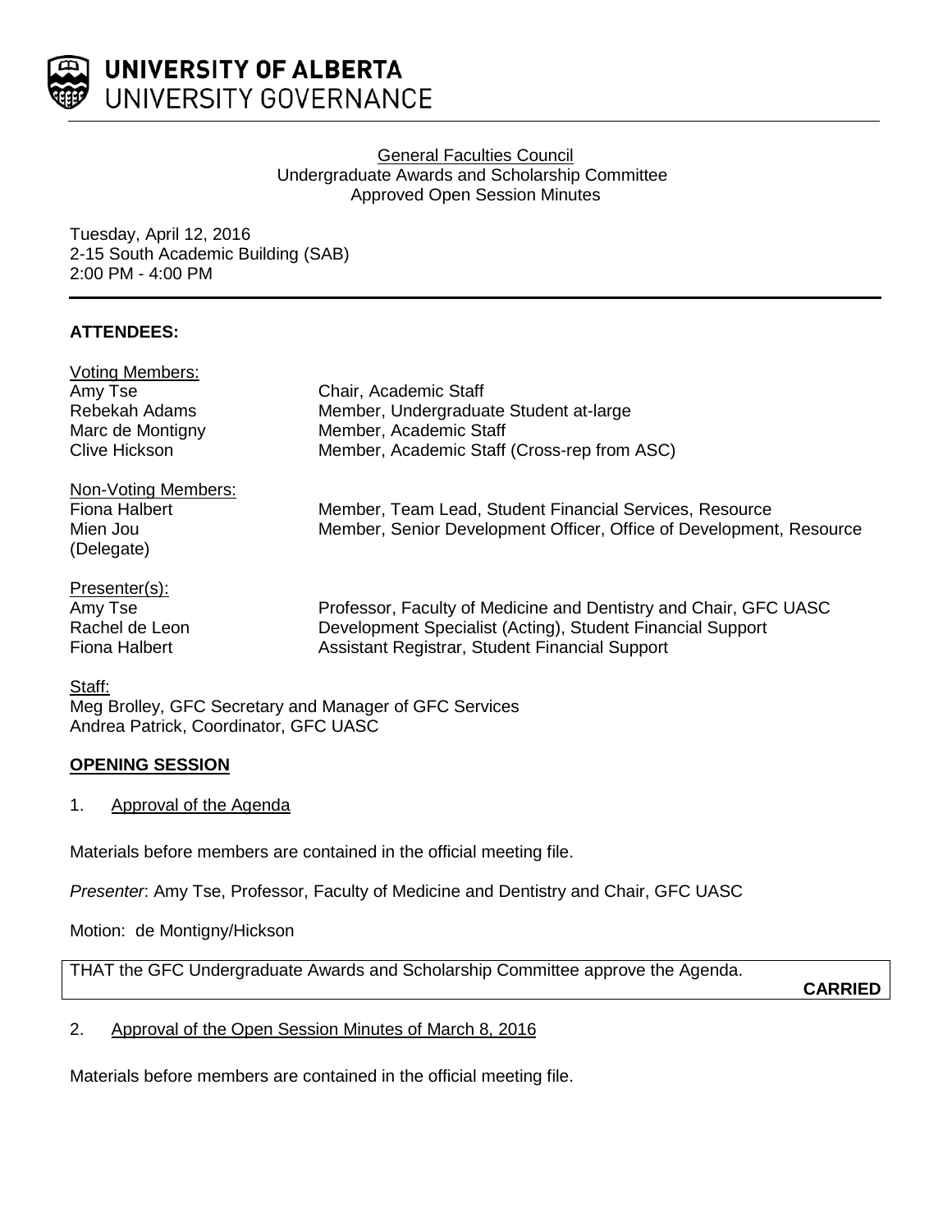**UNIVERSITY OF ALBERTA**
UNIVERSITY GOVERNANCE

General Faculties Council
Undergraduate Awards and Scholarship Committee
Approved Open Session Minutes

Tuesday, April 12, 2016
2-15 South Academic Building (SAB)
2:00 PM - 4:00 PM

**ATTENDEES:**

Voting Members:

| | |
|---|---|
| Amy Tse | Chair, Academic Staff |
| Rebekah Adams | Member, Undergraduate Student at-large |
| Marc de Montigny | Member, Academic Staff |
| Clive Hickson | Member, Academic Staff (Cross-rep from ASC) |

Non-Voting Members:

| | |
|---|---|
| Fiona Halbert | Member, Team Lead, Student Financial Services, Resource |
| Mien Jou (Delegate) | Member, Senior Development Officer, Office of Development, Resource |

Presenter(s):

| | |
|---|---|
| Amy Tse | Professor, Faculty of Medicine and Dentistry and Chair, GFC UASC |
| Rachel de Leon | Development Specialist (Acting), Student Financial Support |
| Fiona Halbert | Assistant Registrar, Student Financial Support |

Staff:
Meg Brolley, GFC Secretary and Manager of GFC Services
Andrea Patrick, Coordinator, GFC UASC

**OPENING SESSION**

1. Approval of the Agenda

Materials before members are contained in the official meeting file.

*Presenter*: Amy Tse, Professor, Faculty of Medicine and Dentistry and Chair, GFC UASC

Motion: de Montigny/Hickson

THAT the GFC Undergraduate Awards and Scholarship Committee approve the Agenda.

**CARRIED**

2. Approval of the Open Session Minutes of March 8, 2016

Materials before members are contained in the official meeting file.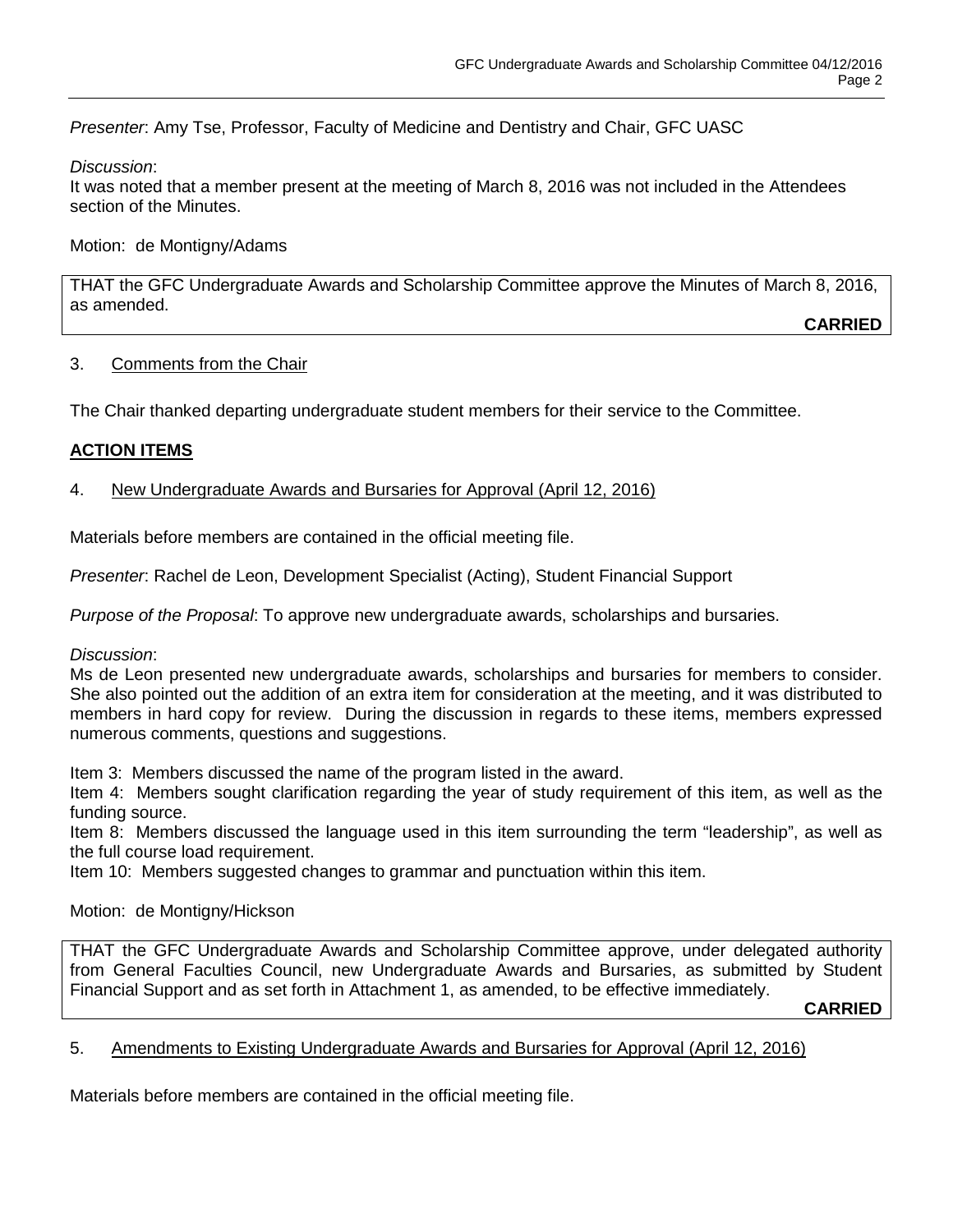*Presenter*: Amy Tse, Professor, Faculty of Medicine and Dentistry and Chair, GFC UASC

*Discussion*:
It was noted that a member present at the meeting of March 8, 2016 was not included in the Attendees section of the Minutes.

Motion: de Montigny/Adams

THAT the GFC Undergraduate Awards and Scholarship Committee approve the Minutes of March 8, 2016, as amended.

**CARRIED**

3. Comments from the Chair

The Chair thanked departing undergraduate student members for their service to the Committee.

## ACTION ITEMS

4. New Undergraduate Awards and Bursaries for Approval (April 12, 2016)

Materials before members are contained in the official meeting file.

*Presenter*: Rachel de Leon, Development Specialist (Acting), Student Financial Support

*Purpose of the Proposal*: To approve new undergraduate awards, scholarships and bursaries.

*Discussion*:
Ms de Leon presented new undergraduate awards, scholarships and bursaries for members to consider. She also pointed out the addition of an extra item for consideration at the meeting, and it was distributed to members in hard copy for review. During the discussion in regards to these items, members expressed numerous comments, questions and suggestions.

Item 3: Members discussed the name of the program listed in the award.
Item 4: Members sought clarification regarding the year of study requirement of this item, as well as the funding source.
Item 8: Members discussed the language used in this item surrounding the term "leadership", as well as the full course load requirement.
Item 10: Members suggested changes to grammar and punctuation within this item.

Motion: de Montigny/Hickson

THAT the GFC Undergraduate Awards and Scholarship Committee approve, under delegated authority from General Faculties Council, new Undergraduate Awards and Bursaries, as submitted by Student Financial Support and as set forth in Attachment 1, as amended, to be effective immediately.

**CARRIED**

5. Amendments to Existing Undergraduate Awards and Bursaries for Approval (April 12, 2016)

Materials before members are contained in the official meeting file.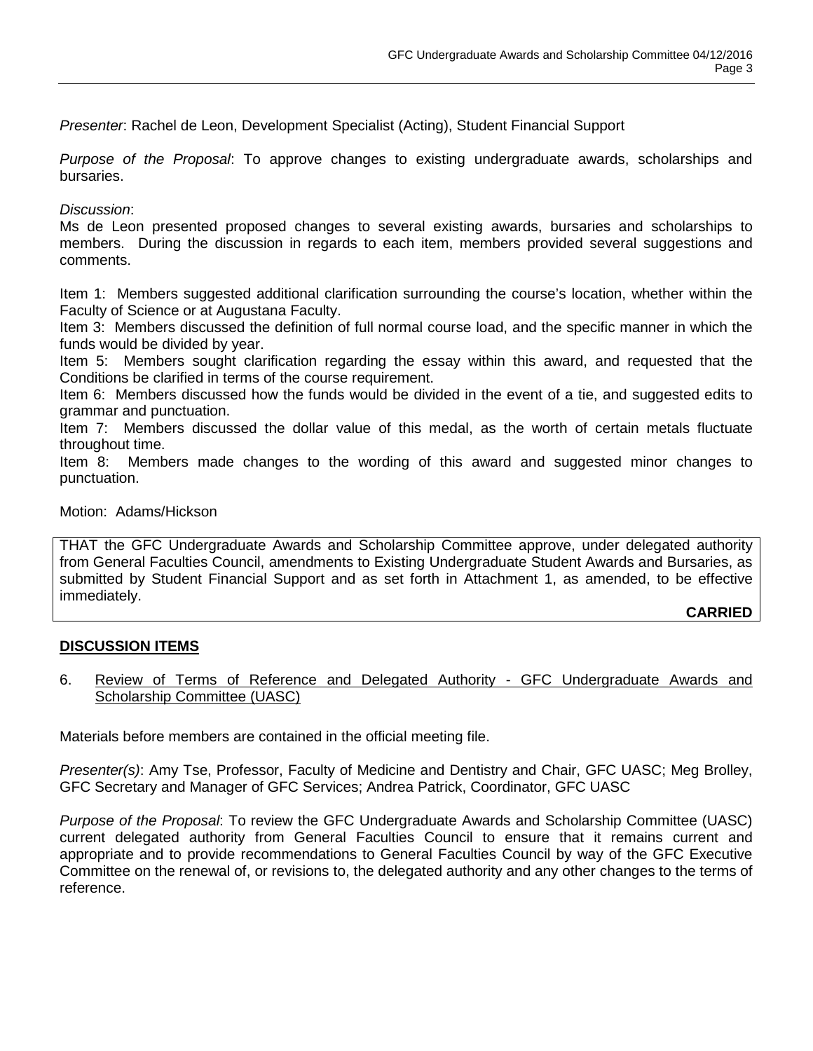*Presenter*: Rachel de Leon, Development Specialist (Acting), Student Financial Support

*Purpose of the Proposal*: To approve changes to existing undergraduate awards, scholarships and bursaries.

*Discussion*:
Ms de Leon presented proposed changes to several existing awards, bursaries and scholarships to members. During the discussion in regards to each item, members provided several suggestions and comments.

Item 1: Members suggested additional clarification surrounding the course's location, whether within the Faculty of Science or at Augustana Faculty.
Item 3: Members discussed the definition of full normal course load, and the specific manner in which the funds would be divided by year.
Item 5: Members sought clarification regarding the essay within this award, and requested that the Conditions be clarified in terms of the course requirement.
Item 6: Members discussed how the funds would be divided in the event of a tie, and suggested edits to grammar and punctuation.
Item 7: Members discussed the dollar value of this medal, as the worth of certain metals fluctuate throughout time.
Item 8: Members made changes to the wording of this award and suggested minor changes to punctuation.

Motion: Adams/Hickson

THAT the GFC Undergraduate Awards and Scholarship Committee approve, under delegated authority from General Faculties Council, amendments to Existing Undergraduate Student Awards and Bursaries, as submitted by Student Financial Support and as set forth in Attachment 1, as amended, to be effective immediately.

**CARRIED**

## DISCUSSION ITEMS

6. Review of Terms of Reference and Delegated Authority - GFC Undergraduate Awards and Scholarship Committee (UASC)

Materials before members are contained in the official meeting file.

*Presenter(s)*: Amy Tse, Professor, Faculty of Medicine and Dentistry and Chair, GFC UASC; Meg Brolley, GFC Secretary and Manager of GFC Services; Andrea Patrick, Coordinator, GFC UASC

*Purpose of the Proposal*: To review the GFC Undergraduate Awards and Scholarship Committee (UASC) current delegated authority from General Faculties Council to ensure that it remains current and appropriate and to provide recommendations to General Faculties Council by way of the GFC Executive Committee on the renewal of, or revisions to, the delegated authority and any other changes to the terms of reference.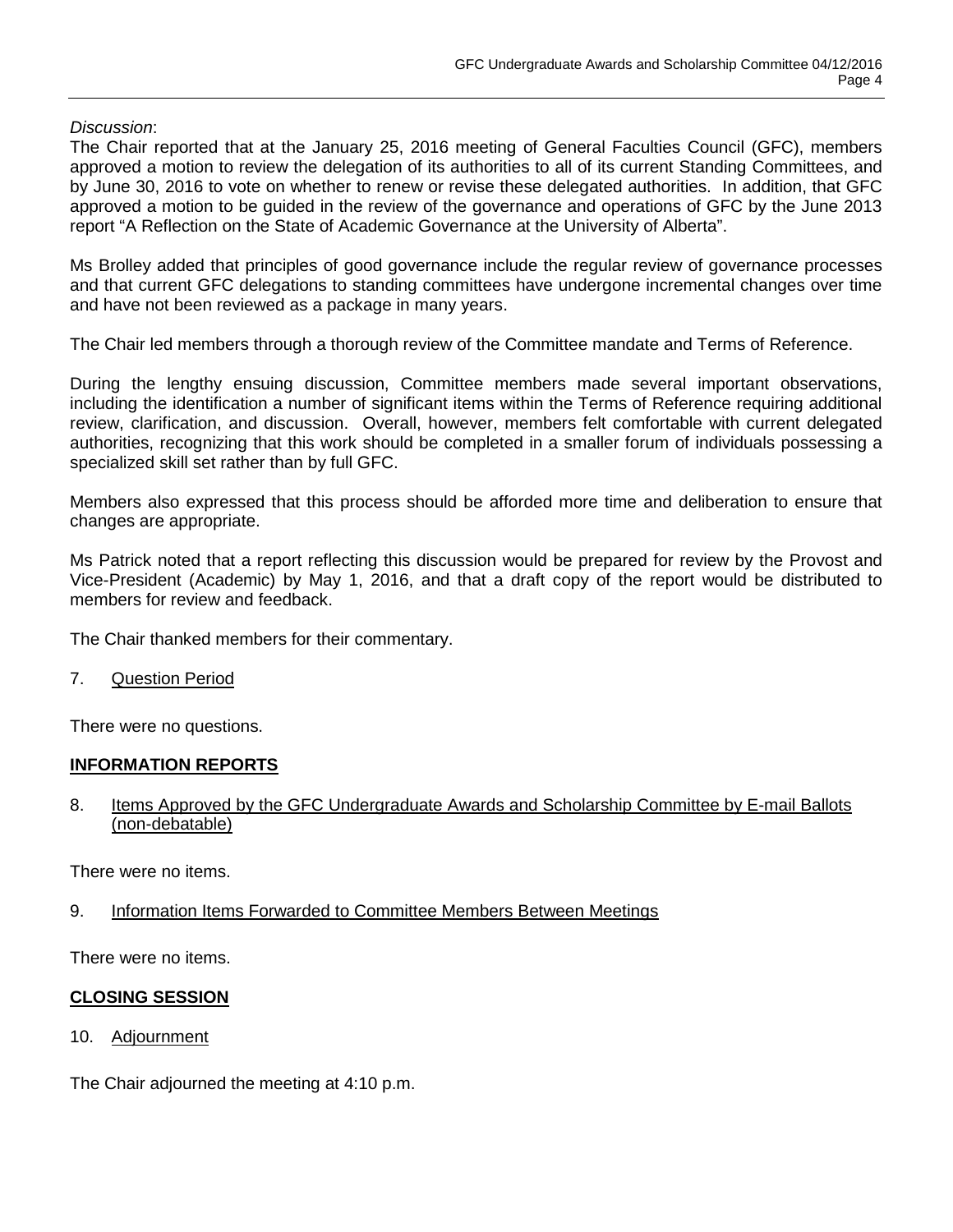*Discussion*:

The Chair reported that at the January 25, 2016 meeting of General Faculties Council (GFC), members approved a motion to review the delegation of its authorities to all of its current Standing Committees, and by June 30, 2016 to vote on whether to renew or revise these delegated authorities. In addition, that GFC approved a motion to be guided in the review of the governance and operations of GFC by the June 2013 report "A Reflection on the State of Academic Governance at the University of Alberta".

Ms Brolley added that principles of good governance include the regular review of governance processes and that current GFC delegations to standing committees have undergone incremental changes over time and have not been reviewed as a package in many years.

The Chair led members through a thorough review of the Committee mandate and Terms of Reference.

During the lengthy ensuing discussion, Committee members made several important observations, including the identification a number of significant items within the Terms of Reference requiring additional review, clarification, and discussion. Overall, however, members felt comfortable with current delegated authorities, recognizing that this work should be completed in a smaller forum of individuals possessing a specialized skill set rather than by full GFC.

Members also expressed that this process should be afforded more time and deliberation to ensure that changes are appropriate.

Ms Patrick noted that a report reflecting this discussion would be prepared for review by the Provost and Vice-President (Academic) by May 1, 2016, and that a draft copy of the report would be distributed to members for review and feedback.

The Chair thanked members for their commentary.

7. Question Period

There were no questions.

## INFORMATION REPORTS

8. Items Approved by the GFC Undergraduate Awards and Scholarship Committee by E-mail Ballots (non-debatable)

There were no items.

9. Information Items Forwarded to Committee Members Between Meetings

There were no items.

## CLOSING SESSION

10. Adjournment

The Chair adjourned the meeting at 4:10 p.m.